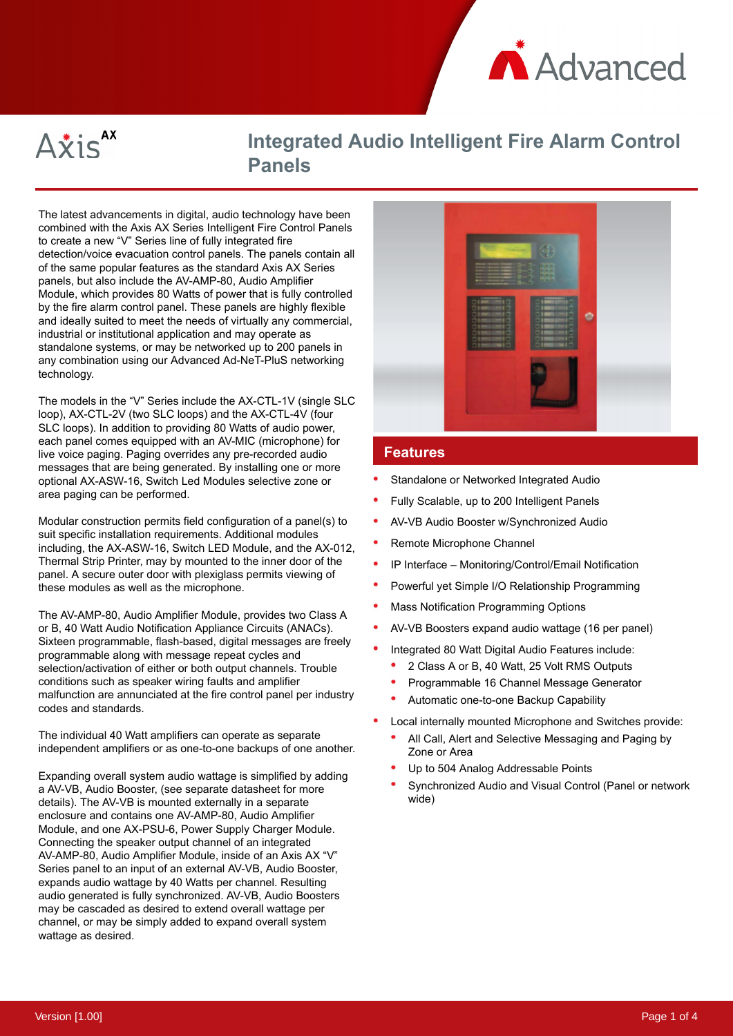# Integrated Audio Intelligent Fire Alarm Control Panels

The latest advancements in digital, audio technology have been combined with the Axis AX Series Intelligent Fire Control Panels to create a new "V" Series line of fully integrated fire detection/voice evacuation control panels. The panels contain all of the same popular features as the standard Axis AX Series panels, but also include the AV-AMP-80, Audio Amplifier Module, which provides 80 Watts of power that is fully controlled by the fire alarm control panel. These panels are highly flexible and ideally suited to meet the needs of virtually any commercial, industrial or institutional application and may operate as standalone systems, or may be networked up to 200 panels in any combination using our Advanced Ad-NeT-PluS networking technology.

The models in the "V" Series include the AX-CTL-1V (single SLC loop), AX-CTL-2V (two SLC loops) and the AX-CTL-4V (four SLC loops). In addition to providing 80 Watts of audio power, each panel comes equipped with an AV-MIC (microphone) for live voice paging. Paging overrides any pre-recorded audio messages that are being generated. By installing one or more optional AX-ASW-16, Switch Led Modules selective zone or area paging can be performed.

Modular construction permits field configuration of a panel(s) to suit specific installation requirements. Additional modules including, the AX-ASW-16, Switch LED Module, and the AX-012, Thermal Strip Printer, may by mounted to the inner door of the panel. A secure outer door with plexiglass permits viewing of these modules as well as the microphone.

The AV-AMP-80, Audio Amplifier Module, provides two Class A or B, 40 Watt Audio Notification Appliance Circuits (ANACs). Sixteen programmable, flash-based, digital messages are freely programmable along with message repeat cycles and selection/activation of either or both output channels. Trouble conditions such as speaker wiring faults and amplifier malfunction are annunciated at the fire control panel per industry codes and standards.

The individual 40 Watt amplifiers can operate as separate independent amplifiers or as one-to-one backups of one another.

Expanding overall system audio wattage is simplified by adding a AV-VB, Audio Booster, (see separate datasheet for more details). The AV-VB is mounted externally in a separate enclosure and contains one AV-AMP-80, Audio Amplifier Module, and one AX-PSU-6, Power Supply Charger Module. Connecting the speaker output channel of an integrated AV-AMP-80, Audio Amplifier Module, inside of an Axis AX "V" Series panel to an input of an external AV-VB, Audio Booster, expands audio wattage by 40 Watts per channel. Resulting audio generated is fully synchronized. AV-VB, Audio Boosters may be cascaded as desired to extend overall wattage per channel, or may be simply added to expand overall system wattage as desired.

## Features

- Standalone or Networked Integrated Audio
- Fully Scalable, up to 200 Intelligent Panels
- AV-VB Audio Booster w/Synchronized Audio
- Remote Microphone Channel
- IP Interface – Monitoring/Control/Email Notification
- Powerful yet Simple I/O Relationship Programming
- Mass Notification Programming Options
- AV-VB Boosters expand audio wattage (16 per panel)
- Integrated 80 Watt Digital Audio Features include:
  - 2 Class A or B, 40 Watt, 25 Volt RMS Outputs
  - Programmable 16 Channel Message Generator
  - Automatic one-to-one Backup Capability
- Local internally mounted Microphone and Switches provide:
  - All Call, Alert and Selective Messaging and Paging by Zone or Area
  - Up to 504 Analog Addressable Points
  - Synchronized Audio and Visual Control (Panel or network wide)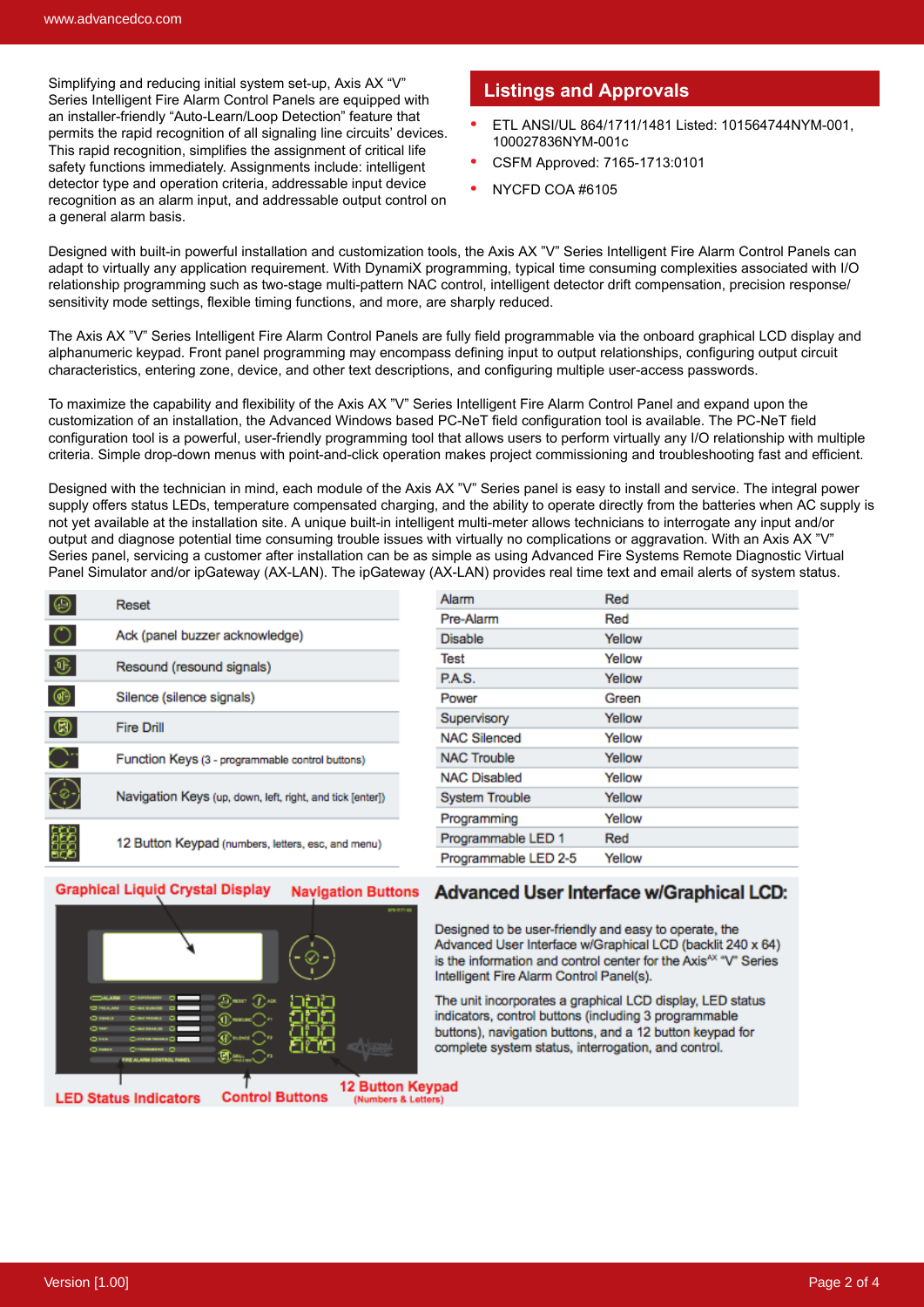Simplifying and reducing initial system set-up, Axis AX "V" Series Intelligent Fire Alarm Control Panels are equipped with an installer-friendly "Auto-Learn/Loop Detection" feature that permits the rapid recognition of all signaling line circuits' devices. This rapid recognition, simplifies the assignment of critical life safety functions immediately. Assignments include: intelligent detector type and operation criteria, addressable input device recognition as an alarm input, and addressable output control on a general alarm basis.

## Listings and Approvals

- ETL ANSI/UL 864/1711/1481 Listed: 101564744NYM-001, 100027836NYM-001c
- CSFM Approved: 7165-1713:0101
- NYCFD COA #6105

Designed with built-in powerful installation and customization tools, the Axis AX "V" Series Intelligent Fire Alarm Control Panels can adapt to virtually any application requirement. With DynamiX programming, typical time consuming complexities associated with I/O relationship programming such as two-stage multi-pattern NAC control, intelligent detector drift compensation, precision response/ sensitivity mode settings, flexible timing functions, and more, are sharply reduced.

The Axis AX "V" Series Intelligent Fire Alarm Control Panels are fully field programmable via the onboard graphical LCD display and alphanumeric keypad. Front panel programming may encompass defining input to output relationships, configuring output circuit characteristics, entering zone, device, and other text descriptions, and configuring multiple user-access passwords.

To maximize the capability and flexibility of the Axis AX "V" Series Intelligent Fire Alarm Control Panel and expand upon the customization of an installation, the Advanced Windows based PC-NeT field configuration tool is available. The PC-NeT field configuration tool is a powerful, user-friendly programming tool that allows users to perform virtually any I/O relationship with multiple criteria. Simple drop-down menus with point-and-click operation makes project commissioning and troubleshooting fast and efficient.

Designed with the technician in mind, each module of the Axis AX "V" Series panel is easy to install and service. The integral power supply offers status LEDs, temperature compensated charging, and the ability to operate directly from the batteries when AC supply is not yet available at the installation site. A unique built-in intelligent multi-meter allows technicians to interrogate any input and/or output and diagnose potential time consuming trouble issues with virtually no complications or aggravation. With an Axis AX "V" Series panel, servicing a customer after installation can be as simple as using Advanced Fire Systems Remote Diagnostic Virtual Panel Simulator and/or ipGateway (AX-LAN). The ipGateway (AX-LAN) provides real time text and email alerts of system status.

| | |
|---|---|
| | Reset |
| | Ack (panel buzzer acknowledge) |
| | Resound (resound signals) |
| | Silence (silence signals) |
| | Fire Drill |
| | Function Keys (3 - programmable control buttons) |
| | Navigation Keys (up, down, left, right, and tick [enter]) |
| | 12 Button Keypad (numbers, letters, esc, and menu) |

| | |
|---|---|
| Alarm | Red |
| Pre-Alarm | Red |
| Disable | Yellow |
| Test | Yellow |
| P.A.S. | Yellow |
| Power | Green |
| Supervisory | Yellow |
| NAC Silenced | Yellow |
| NAC Trouble | Yellow |
| NAC Disabled | Yellow |
| System Trouble | Yellow |
| Programming | Yellow |
| Programmable LED 1 | Red |
| Programmable LED 2-5 | Yellow |

Graphical Liquid Crystal Display — Navigation Buttons — LED Status Indicators — Control Buttons — 12 Button Keypad (Numbers & Letters)

## Advanced User Interface w/Graphical LCD:

Designed to be user-friendly and easy to operate, the Advanced User Interface w/Graphical LCD (backlit 240 x 64) is the information and control center for the Axis[AX] "V" Series Intelligent Fire Alarm Control Panel(s).

The unit incorporates a graphical LCD display, LED status indicators, control buttons (including 3 programmable buttons), navigation buttons, and a 12 button keypad for complete system status, interrogation, and control.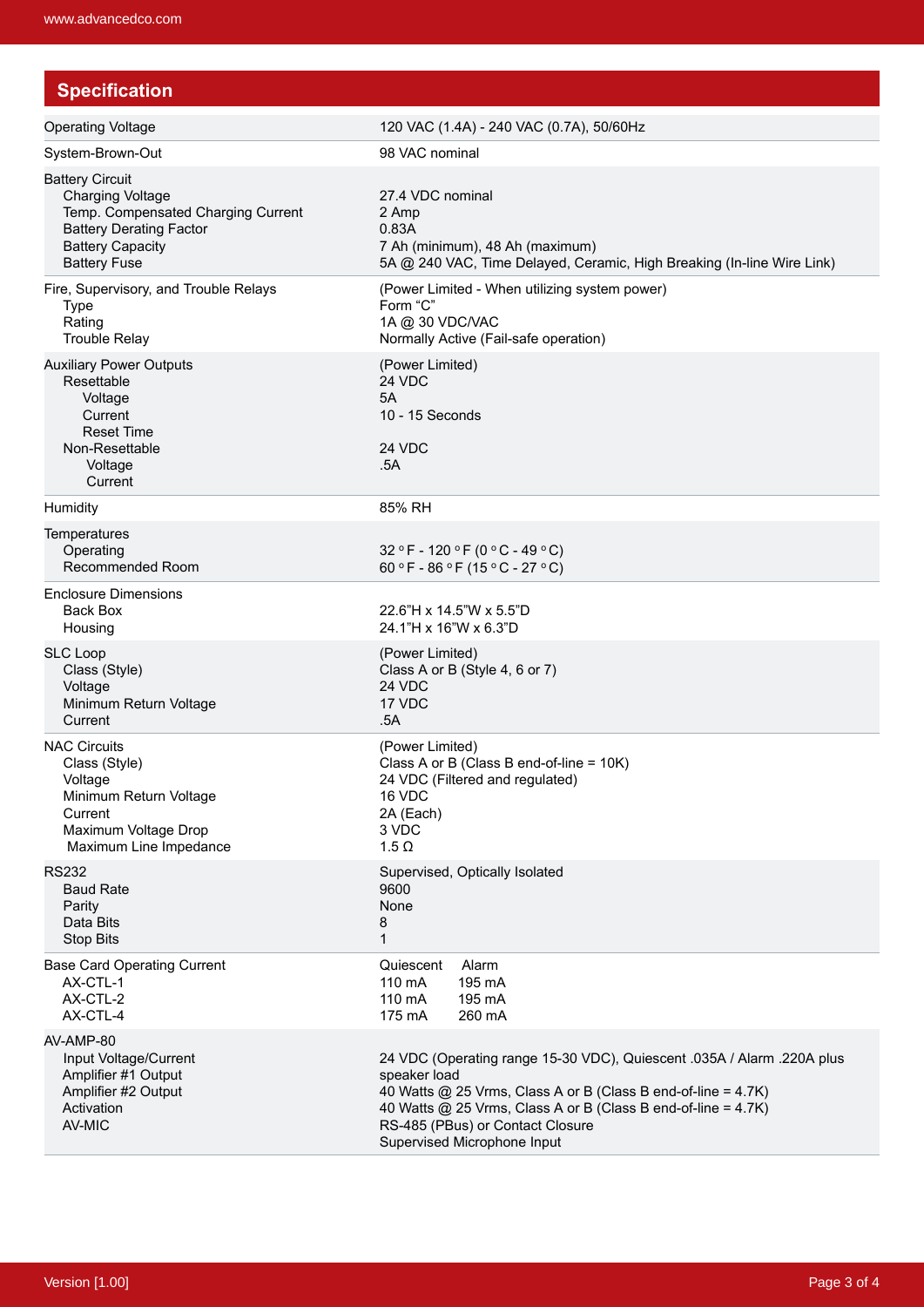## Specification

| | |
|---|---|
| Operating Voltage | 120 VAC (1.4A) - 240 VAC (0.7A), 50/60Hz |
| System-Brown-Out | 98 VAC nominal |
| **Battery Circuit** | |
| Charging Voltage | 27.4 VDC nominal |
| Temp. Compensated Charging Current | 2 Amp |
| Battery Derating Factor | 0.83A |
| Battery Capacity | 7 Ah (minimum), 48 Ah (maximum) |
| Battery Fuse | 5A @ 240 VAC, Time Delayed, Ceramic, High Breaking (In-line Wire Link) |
| **Fire, Supervisory, and Trouble Relays** | (Power Limited - When utilizing system power) |
| Type | Form “C” |
| Rating | 1A @ 30 VDC/VAC |
| Trouble Relay | Normally Active (Fail-safe operation) |
| **Auxiliary Power Outputs** | (Power Limited) |
| Resettable | |
| Voltage | 24 VDC |
| Current | 5A |
| Reset Time | 10 - 15 Seconds |
| Non-Resettable | |
| Voltage | 24 VDC |
| Current | .5A |
| Humidity | 85% RH |
| **Temperatures** | |
| Operating | 32 °F - 120 °F (0 °C - 49 °C) |
| Recommended Room | 60 °F - 86 °F (15 °C - 27 °C) |
| **Enclosure Dimensions** | |
| Back Box | 22.6”H x 14.5”W x 5.5”D |
| Housing | 24.1”H x 16”W x 6.3”D |
| **SLC Loop** | (Power Limited) |
| Class (Style) | Class A or B (Style 4, 6 or 7) |
| Voltage | 24 VDC |
| Minimum Return Voltage | 17 VDC |
| Current | .5A |
| **NAC Circuits** | (Power Limited) |
| Class (Style) | Class A or B (Class B end-of-line = 10K) |
| Voltage | 24 VDC (Filtered and regulated) |
| Minimum Return Voltage | 16 VDC |
| Current | 2A (Each) |
| Maximum Voltage Drop | 3 VDC |
| Maximum Line Impedance | 1.5 Ω |
| **RS232** | Supervised, Optically Isolated |
| Baud Rate | 9600 |
| Parity | None |
| Data Bits | 8 |
| Stop Bits | 1 |
| **Base Card Operating Current** | Quiescent / Alarm |
| AX-CTL-1 | 110 mA / 195 mA |
| AX-CTL-2 | 110 mA / 195 mA |
| AX-CTL-4 | 175 mA / 260 mA |
| **AV-AMP-80** | |
| Input Voltage/Current | 24 VDC (Operating range 15-30 VDC), Quiescent .035A / Alarm .220A plus speaker load |
| Amplifier #1 Output | 40 Watts @ 25 Vrms, Class A or B (Class B end-of-line = 4.7K) |
| Amplifier #2 Output | 40 Watts @ 25 Vrms, Class A or B (Class B end-of-line = 4.7K) |
| Activation | RS-485 (PBus) or Contact Closure |
| AV-MIC | Supervised Microphone Input |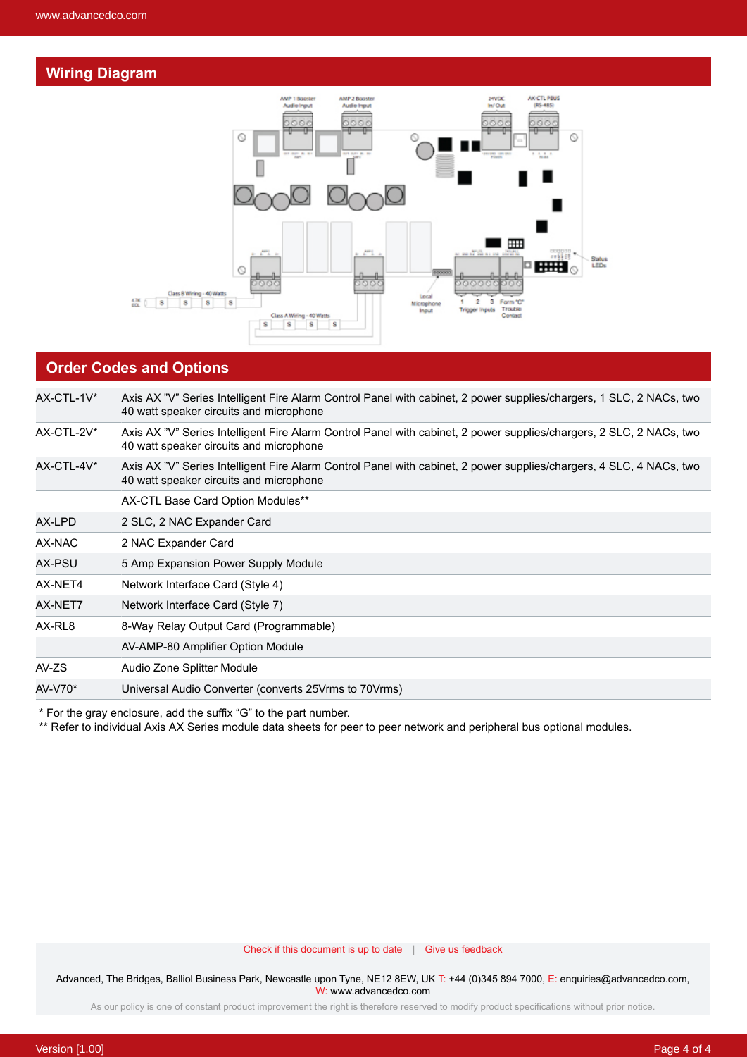## Wiring Diagram

AMP 1 Booster Audio Input

AMP 2 Booster Audio Input

24VDC In/Out

AX-CTL PBUS (RS-485)

Status LEDs

Class B Wiring - 40 Watts

4.7K EOL

Class A Wiring - 40 Watts

Local Microphone Input

1 2 3 Trigger Inputs

Form "C" Trouble Contact

## Order Codes and Options

| | |
|---|---|
| AX-CTL-1V* | Axis AX "V" Series Intelligent Fire Alarm Control Panel with cabinet, 2 power supplies/chargers, 1 SLC, 2 NACs, two 40 watt speaker circuits and microphone |
| AX-CTL-2V* | Axis AX "V" Series Intelligent Fire Alarm Control Panel with cabinet, 2 power supplies/chargers, 2 SLC, 2 NACs, two 40 watt speaker circuits and microphone |
| AX-CTL-4V* | Axis AX "V" Series Intelligent Fire Alarm Control Panel with cabinet, 2 power supplies/chargers, 4 SLC, 4 NACs, two 40 watt speaker circuits and microphone |
| | AX-CTL Base Card Option Modules** |
| AX-LPD | 2 SLC, 2 NAC Expander Card |
| AX-NAC | 2 NAC Expander Card |
| AX-PSU | 5 Amp Expansion Power Supply Module |
| AX-NET4 | Network Interface Card (Style 4) |
| AX-NET7 | Network Interface Card (Style 7) |
| AX-RL8 | 8-Way Relay Output Card (Programmable) |
| | AV-AMP-80 Amplifier Option Module |
| AV-ZS | Audio Zone Splitter Module |
| AV-V70* | Universal Audio Converter (converts 25Vrms to 70Vrms) |

* For the gray enclosure, add the suffix "G" to the part number.
** Refer to individual Axis AX Series module data sheets for peer to peer network and peripheral bus optional modules.

Check if this document is up to date | Give us feedback

Advanced, The Bridges, Balliol Business Park, Newcastle upon Tyne, NE12 8EW, UK T: +44 (0)345 894 7000, E: enquiries@advancedco.com, W: www.advancedco.com

As our policy is one of constant product improvement the right is therefore reserved to modify product specifications without prior notice.

Version [1.00]